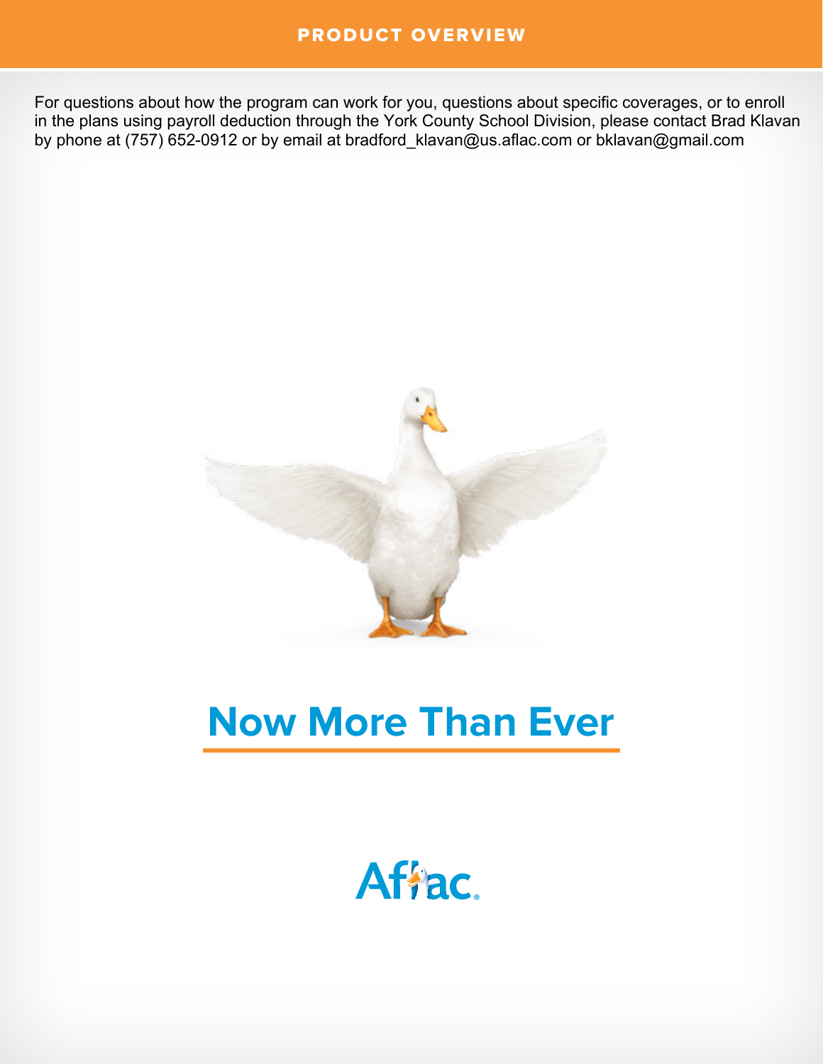# PRODUCT OVERVIEW

For questions about how the program can work for you, questions about specific coverages, or to enroll in the plans using payroll deduction through the York County School Division, please contact Brad Klavan by phone at (757) 652-0912 or by email at bradford_klavan@us.aflac.com or bklavan@gmail.com

## Now More Than Ever

Aflac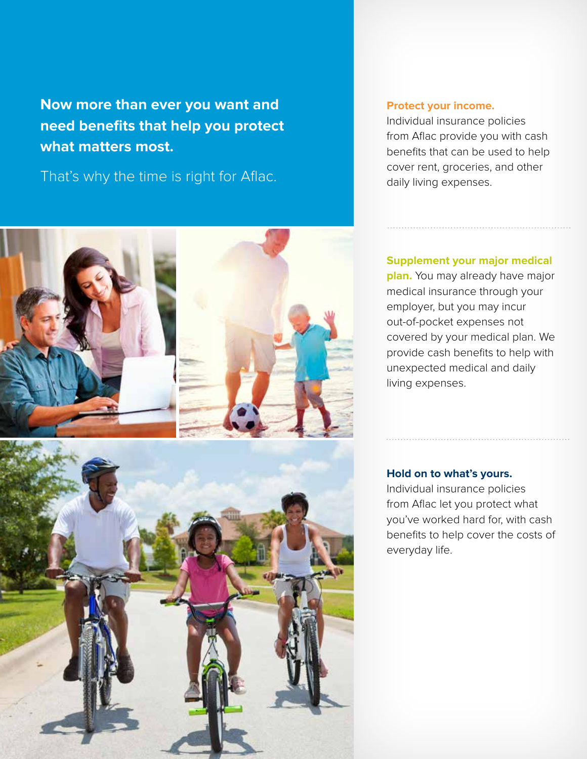**Now more than ever you want and need benefits that help you protect what matters most.**

That's why the time is right for Aflac.

**Protect your income.**
Individual insurance policies from Aflac provide you with cash benefits that can be used to help cover rent, groceries, and other daily living expenses.

**Supplement your major medical plan.** You may already have major medical insurance through your employer, but you may incur out-of-pocket expenses not covered by your medical plan. We provide cash benefits to help with unexpected medical and daily living expenses.

**Hold on to what's yours.**
Individual insurance policies from Aflac let you protect what you've worked hard for, with cash benefits to help cover the costs of everyday life.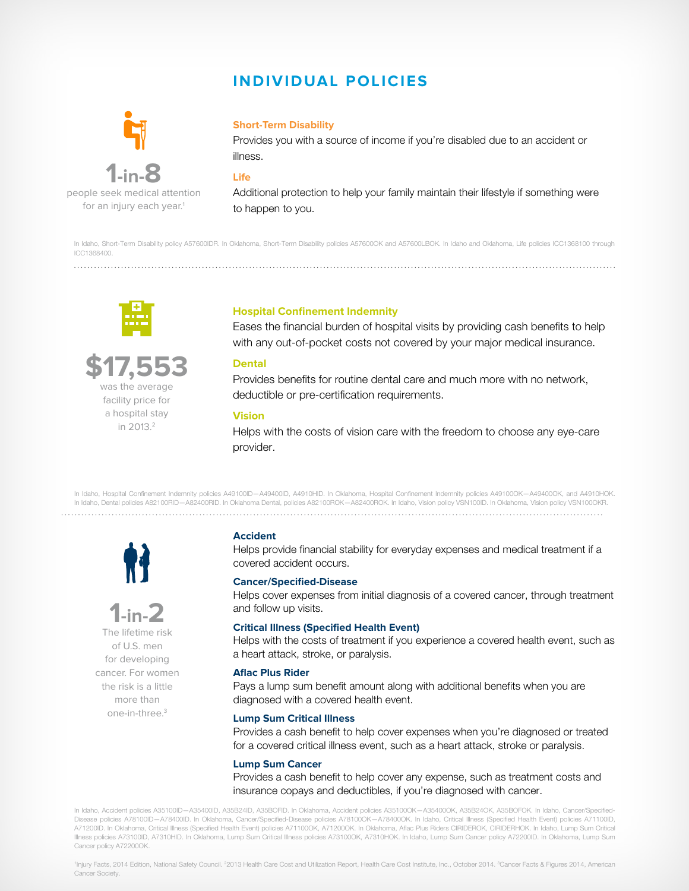# INDIVIDUAL POLICIES

**1-in-8**
people seek medical attention for an injury each year.[1]

### Short-Term Disability

Provides you with a source of income if you're disabled due to an accident or illness.

### Life

Additional protection to help your family maintain their lifestyle if something were to happen to you.

In Idaho, Short-Term Disability policy A57600IDR. In Oklahoma, Short-Term Disability policies A57600OK and A57600LBOK. In Idaho and Oklahoma, Life policies ICC1368100 through ICC1368400.

---

**$17,553**
was the average facility price for a hospital stay in 2013.[2]

### Hospital Confinement Indemnity

Eases the financial burden of hospital visits by providing cash benefits to help with any out-of-pocket costs not covered by your major medical insurance.

### Dental

Provides benefits for routine dental care and much more with no network, deductible or pre-certification requirements.

### Vision

Helps with the costs of vision care with the freedom to choose any eye-care provider.

In Idaho, Hospital Confinement Indemnity policies A49100ID—A49400ID, A4910HID. In Oklahoma, Hospital Confinement Indemnity policies A49100OK—A49400OK, and A4910HOK. In Idaho, Dental policies A82100RID—A82400RID. In Oklahoma Dental, policies A82100ROK—A82400ROK. In Idaho, Vision policy VSN100ID. In Oklahoma, Vision policy VSN100OKR.

---

**1-in-2**
The lifetime risk of U.S. men for developing cancer. For women the risk is a little more than one-in-three.[3]

### Accident

Helps provide financial stability for everyday expenses and medical treatment if a covered accident occurs.

### Cancer/Specified-Disease

Helps cover expenses from initial diagnosis of a covered cancer, through treatment and follow up visits.

### Critical Illness (Specified Health Event)

Helps with the costs of treatment if you experience a covered health event, such as a heart attack, stroke, or paralysis.

### Aflac Plus Rider

Pays a lump sum benefit amount along with additional benefits when you are diagnosed with a covered health event.

### Lump Sum Critical Illness

Provides a cash benefit to help cover expenses when you're diagnosed or treated for a covered critical illness event, such as a heart attack, stroke or paralysis.

### Lump Sum Cancer

Provides a cash benefit to help cover any expense, such as treatment costs and insurance copays and deductibles, if you're diagnosed with cancer.

In Idaho, Accident policies A35100ID—A35400ID, A35B24ID, A35BOFID. In Oklahoma, Accident policies A35100OK—A35400OK, A35B24OK, A35BOFOK. In Idaho, Cancer/Specified-Disease policies A78100ID—A78400ID. In Oklahoma, Cancer/Specified-Disease policies A78100OK—A78400OK. In Idaho, Critical Illness (Specified Health Event) policies A71100ID, A71200ID. In Oklahoma, Critical Illness (Specified Health Event) policies A71100OK, A71200OK. In Oklahoma, Aflac Plus Riders CIRIDEROK, CIRIDERHOK. In Idaho, Lump Sum Critical Illness policies A73100ID, A7310HID. In Oklahoma, Lump Sum Critical Illness policies A73100OK, A7310HOK. In Idaho, Lump Sum Cancer policy A72200ID. In Oklahoma, Lump Sum Cancer policy A72200OK.

[1]Injury Facts, 2014 Edition, National Safety Council. [2]2013 Health Care Cost and Utilization Report, Health Care Cost Institute, Inc., October 2014. [3]Cancer Facts & Figures 2014, American Cancer Society.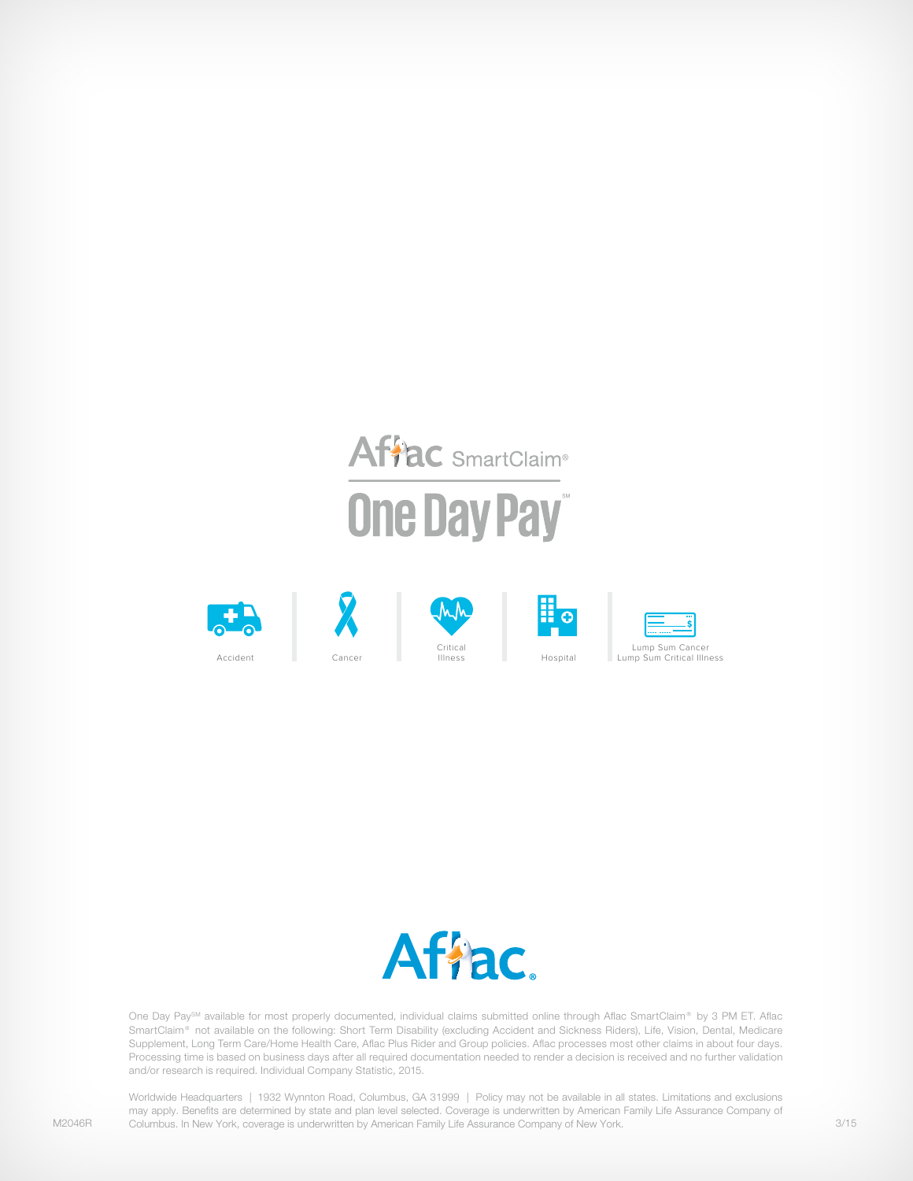Aflac SmartClaim®

# One Day Pay℠

Accident | Cancer | Critical Illness | Hospital | Lump Sum Cancer Lump Sum Critical Illness

Aflac®

One Day Pay℠ available for most properly documented, individual claims submitted online through Aflac SmartClaim® by 3 PM ET. Aflac SmartClaim® not available on the following: Short Term Disability (excluding Accident and Sickness Riders), Life, Vision, Dental, Medicare Supplement, Long Term Care/Home Health Care, Aflac Plus Rider and Group policies. Aflac processes most other claims in about four days. Processing time is based on business days after all required documentation needed to render a decision is received and no further validation and/or research is required. Individual Company Statistic, 2015.

Worldwide Headquarters | 1932 Wynnton Road, Columbus, GA 31999 | Policy may not be available in all states. Limitations and exclusions may apply. Benefits are determined by state and plan level selected. Coverage is underwritten by American Family Life Assurance Company of Columbus. In New York, coverage is underwritten by American Family Life Assurance Company of New York.

M2046R

3/15